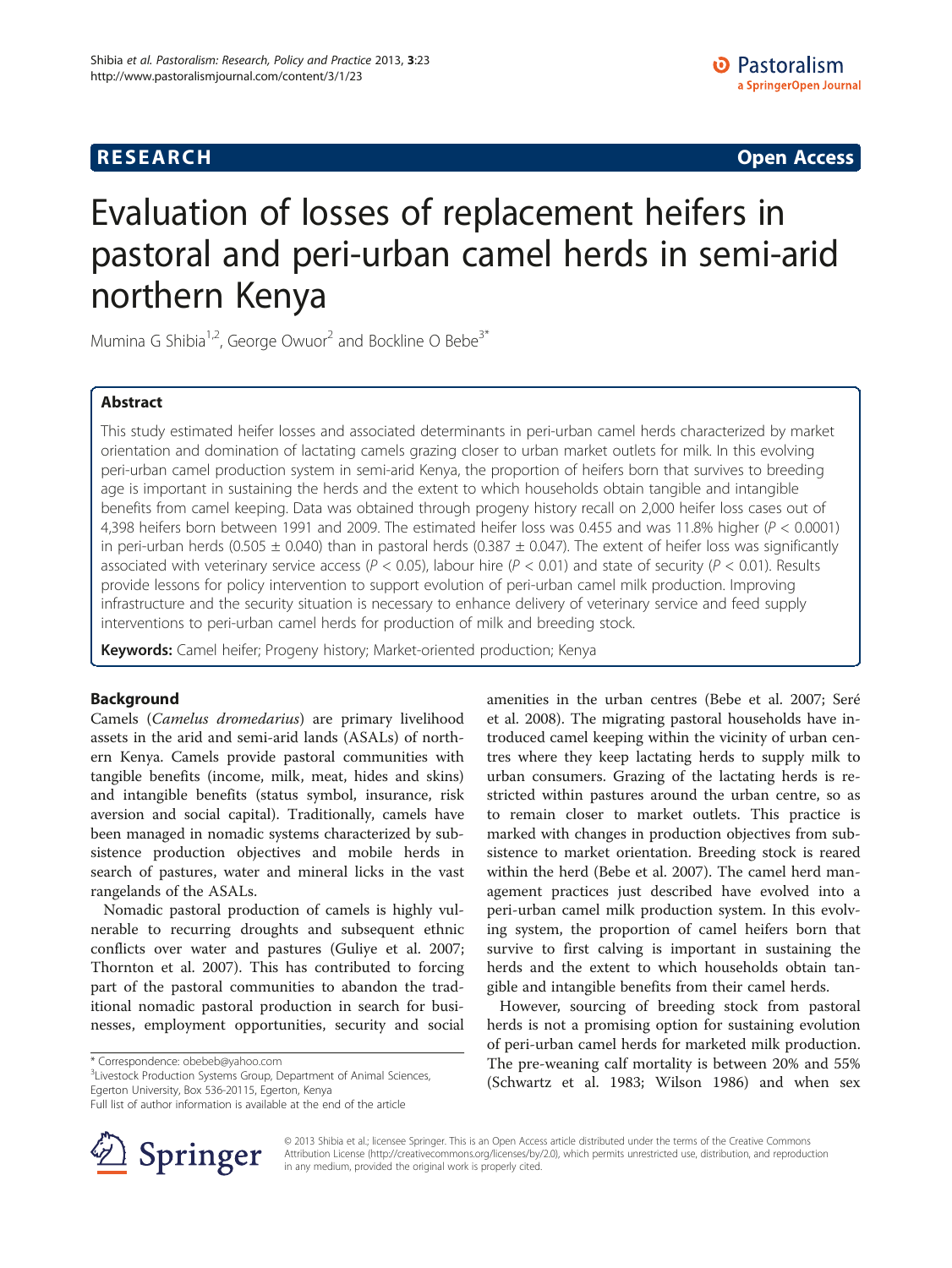RESEARCH Open Access

# Evaluation of losses of replacement heifers in pastoral and peri-urban camel herds in semi-arid northern Kenya

Mumina G Shibia[1,2], George Owuor[2] and Bockline O Bebe[3*]

## Abstract

This study estimated heifer losses and associated determinants in peri-urban camel herds characterized by market orientation and domination of lactating camels grazing closer to urban market outlets for milk. In this evolving peri-urban camel production system in semi-arid Kenya, the proportion of heifers born that survives to breeding age is important in sustaining the herds and the extent to which households obtain tangible and intangible benefits from camel keeping. Data was obtained through progeny history recall on 2,000 heifer loss cases out of 4,398 heifers born between 1991 and 2009. The estimated heifer loss was 0.455 and was 11.8% higher ($P < 0.0001$) in peri-urban herds ($0.505 \pm 0.040$) than in pastoral herds ($0.387 \pm 0.047$). The extent of heifer loss was significantly associated with veterinary service access ($P < 0.05$), labour hire ($P < 0.01$) and state of security ($P < 0.01$). Results provide lessons for policy intervention to support evolution of peri-urban camel milk production. Improving infrastructure and the security situation is necessary to enhance delivery of veterinary service and feed supply interventions to peri-urban camel herds for production of milk and breeding stock.

**Keywords:** Camel heifer; Progeny history; Market-oriented production; Kenya

## Background

Camels (*Camelus dromedarius*) are primary livelihood assets in the arid and semi-arid lands (ASALs) of northern Kenya. Camels provide pastoral communities with tangible benefits (income, milk, meat, hides and skins) and intangible benefits (status symbol, insurance, risk aversion and social capital). Traditionally, camels have been managed in nomadic systems characterized by subsistence production objectives and mobile herds in search of pastures, water and mineral licks in the vast rangelands of the ASALs.

Nomadic pastoral production of camels is highly vulnerable to recurring droughts and subsequent ethnic conflicts over water and pastures (Guliye et al. 2007; Thornton et al. 2007). This has contributed to forcing part of the pastoral communities to abandon the traditional nomadic pastoral production in search for businesses, employment opportunities, security and social amenities in the urban centres (Bebe et al. 2007; Seré et al. 2008). The migrating pastoral households have introduced camel keeping within the vicinity of urban centres where they keep lactating herds to supply milk to urban consumers. Grazing of the lactating herds is restricted within pastures around the urban centre, so as to remain closer to market outlets. This practice is marked with changes in production objectives from subsistence to market orientation. Breeding stock is reared within the herd (Bebe et al. 2007). The camel herd management practices just described have evolved into a peri-urban camel milk production system. In this evolving system, the proportion of camel heifers born that survive to first calving is important in sustaining the herds and the extent to which households obtain tangible and intangible benefits from their camel herds.

However, sourcing of breeding stock from pastoral herds is not a promising option for sustaining evolution of peri-urban camel herds for marketed milk production. The pre-weaning calf mortality is between 20% and 55% (Schwartz et al. 1983; Wilson 1986) and when sex

\* Correspondence: obebeb@yahoo.com
[3]Livestock Production Systems Group, Department of Animal Sciences, Egerton University, Box 536-20115, Egerton, Kenya
Full list of author information is available at the end of the article

© 2013 Shibia et al.; licensee Springer. This is an Open Access article distributed under the terms of the Creative Commons Attribution License (http://creativecommons.org/licenses/by/2.0), which permits unrestricted use, distribution, and reproduction in any medium, provided the original work is properly cited.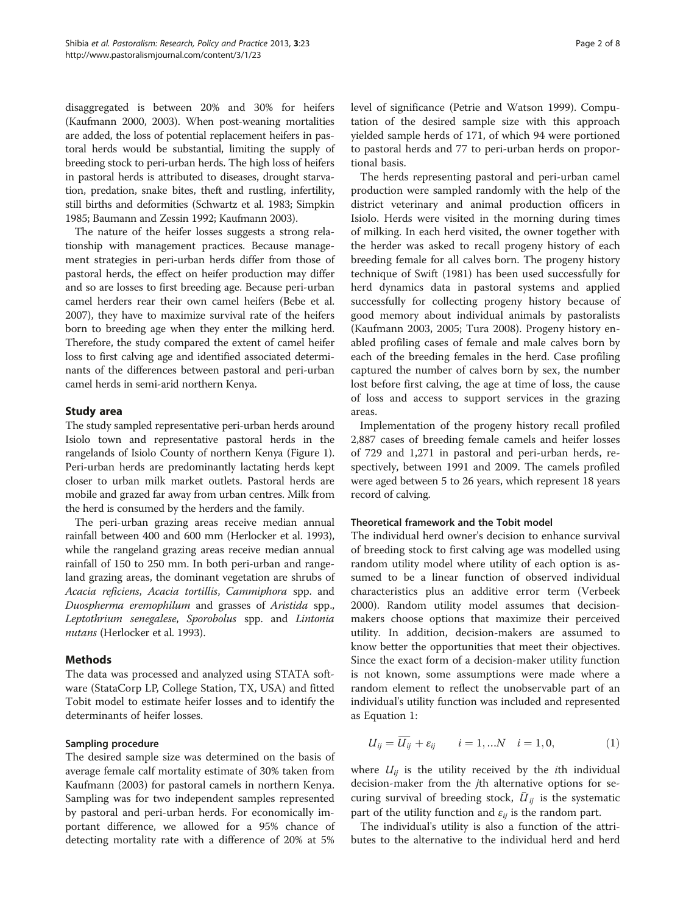disaggregated is between 20% and 30% for heifers (Kaufmann 2000, 2003). When post-weaning mortalities are added, the loss of potential replacement heifers in pastoral herds would be substantial, limiting the supply of breeding stock to peri-urban herds. The high loss of heifers in pastoral herds is attributed to diseases, drought starvation, predation, snake bites, theft and rustling, infertility, still births and deformities (Schwartz et al. 1983; Simpkin 1985; Baumann and Zessin 1992; Kaufmann 2003).

The nature of the heifer losses suggests a strong relationship with management practices. Because management strategies in peri-urban herds differ from those of pastoral herds, the effect on heifer production may differ and so are losses to first breeding age. Because peri-urban camel herders rear their own camel heifers (Bebe et al. 2007), they have to maximize survival rate of the heifers born to breeding age when they enter the milking herd. Therefore, the study compared the extent of camel heifer loss to first calving age and identified associated determinants of the differences between pastoral and peri-urban camel herds in semi-arid northern Kenya.

## Study area

The study sampled representative peri-urban herds around Isiolo town and representative pastoral herds in the rangelands of Isiolo County of northern Kenya (Figure 1). Peri-urban herds are predominantly lactating herds kept closer to urban milk market outlets. Pastoral herds are mobile and grazed far away from urban centres. Milk from the herd is consumed by the herders and the family.

The peri-urban grazing areas receive median annual rainfall between 400 and 600 mm (Herlocker et al. 1993), while the rangeland grazing areas receive median annual rainfall of 150 to 250 mm. In both peri-urban and rangeland grazing areas, the dominant vegetation are shrubs of *Acacia reficiens*, *Acacia tortillis*, *Cammiphora* spp. and *Duospherma eremophilum* and grasses of *Aristida* spp., *Lepthothrium senegalese*, *Sporobolus* spp. and *Lintonia nutans* (Herlocker et al. 1993).

## Methods

The data was processed and analyzed using STATA software (StataCorp LP, College Station, TX, USA) and fitted Tobit model to estimate heifer losses and to identify the determinants of heifer losses.

### Sampling procedure

The desired sample size was determined on the basis of average female calf mortality estimate of 30% taken from Kaufmann (2003) for pastoral camels in northern Kenya. Sampling was for two independent samples represented by pastoral and peri-urban herds. For economically important difference, we allowed for a 95% chance of detecting mortality rate with a difference of 20% at 5% level of significance (Petrie and Watson 1999). Computation of the desired sample size with this approach yielded sample herds of 171, of which 94 were portioned to pastoral herds and 77 to peri-urban herds on proportional basis.

The herds representing pastoral and peri-urban camel production were sampled randomly with the help of the district veterinary and animal production officers in Isiolo. Herds were visited in the morning during times of milking. In each herd visited, the owner together with the herder was asked to recall progeny history of each breeding female for all calves born. The progeny history technique of Swift (1981) has been used successfully for herd dynamics data in pastoral systems and applied successfully for collecting progeny history because of good memory about individual animals by pastoralists (Kaufmann 2003, 2005; Tura 2008). Progeny history enabled profiling cases of female and male calves born by each of the breeding females in the herd. Case profiling captured the number of calves born by sex, the number lost before first calving, the age at time of loss, the cause of loss and access to support services in the grazing areas.

Implementation of the progeny history recall profiled 2,887 cases of breeding female camels and heifer losses of 729 and 1,271 in pastoral and peri-urban herds, respectively, between 1991 and 2009. The camels profiled were aged between 5 to 26 years, which represent 18 years record of calving.

### Theoretical framework and the Tobit model

The individual herd owner's decision to enhance survival of breeding stock to first calving age was modelled using random utility model where utility of each option is assumed to be a linear function of observed individual characteristics plus an additive error term (Verbeek 2000). Random utility model assumes that decision-makers choose options that maximize their perceived utility. In addition, decision-makers are assumed to know better the opportunities that meet their objectives. Since the exact form of a decision-maker utility function is not known, some assumptions were made where a random element to reflect the unobservable part of an individual's utility function was included and represented as Equation 1:

$$U_{ij} = \overline{U_{ij}} + \varepsilon_{ij} \qquad i = 1, \ldots N \quad i = 1, 0, \tag{1}$$

where $U_{ij}$ is the utility received by the $i$th individual decision-maker from the $j$th alternative options for securing survival of breeding stock, $\bar{U}_{ij}$ is the systematic part of the utility function and $\varepsilon_{ij}$ is the random part.

The individual's utility is also a function of the attributes to the alternative to the individual herd and herd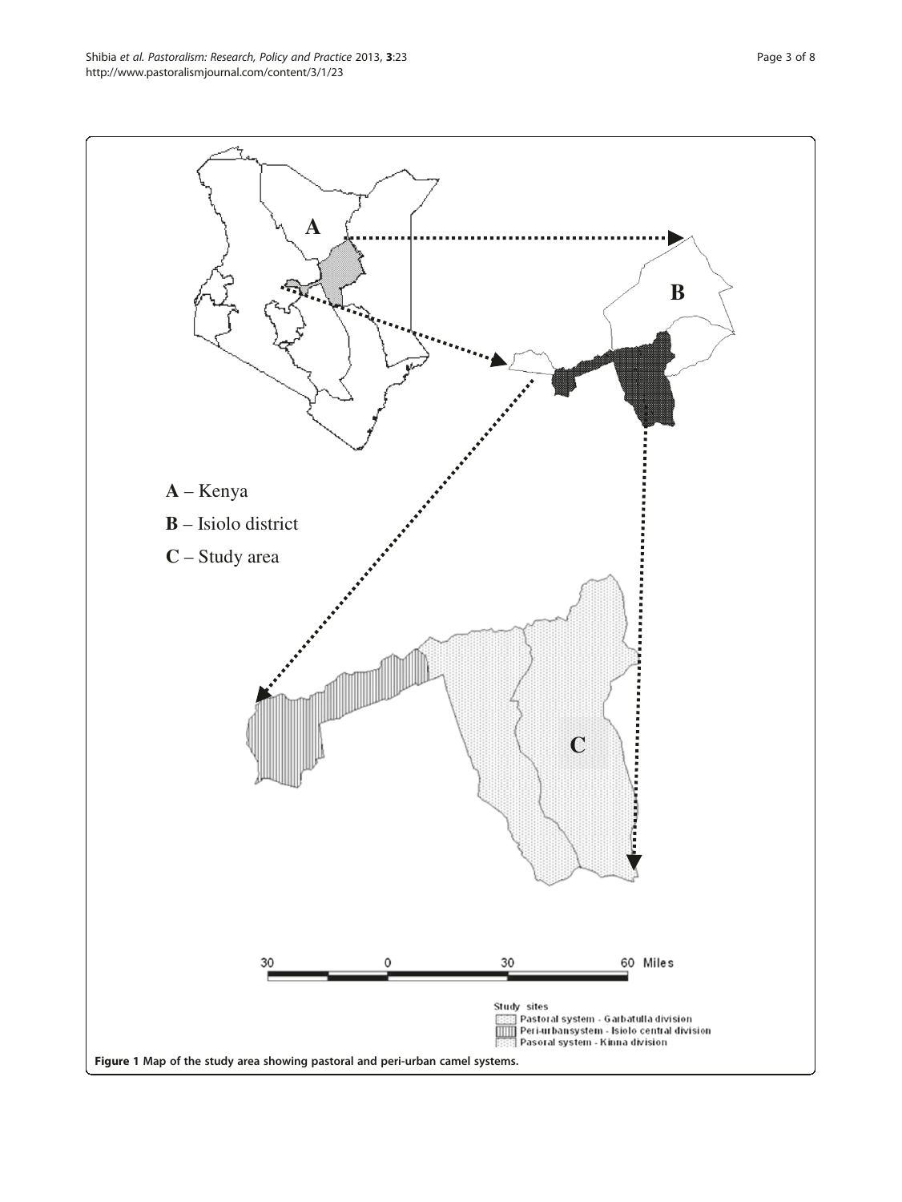Figure 1 Map of the study area showing pastoral and peri-urban camel systems.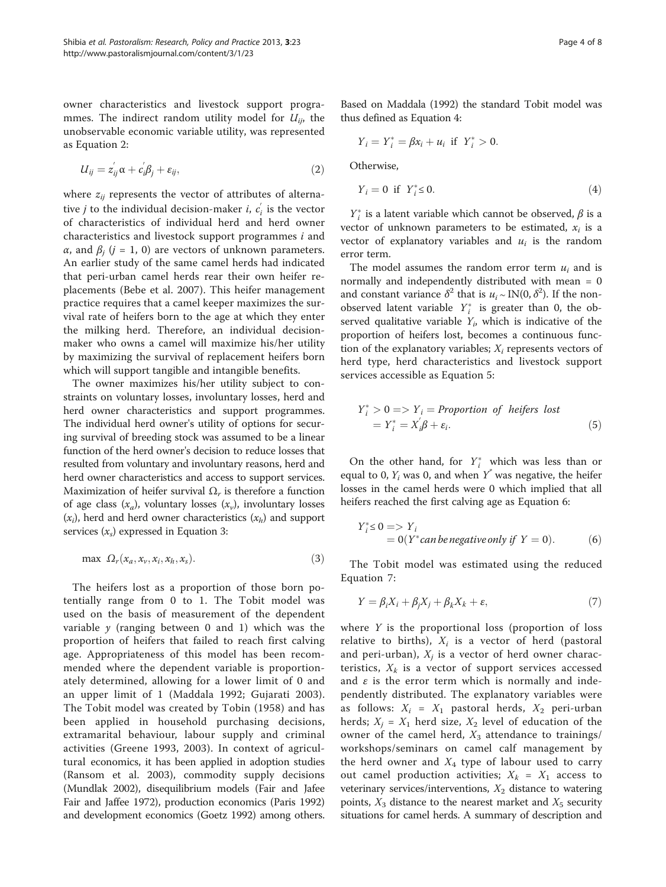owner characteristics and livestock support programmes. The indirect random utility model for $U_{ij}$, the unobservable economic variable utility, was represented as Equation 2:

$$U_{ij} = z_{ij}^{'}\alpha + c_i^{'}\beta_j + \varepsilon_{ij}, \tag{2}$$

where $z_{ij}$ represents the vector of attributes of alternative $j$ to the individual decision-maker $i$, $c_i^{'}$ is the vector of characteristics of individual herd and herd owner characteristics and livestock support programmes $i$ and $\alpha$, and $\beta_j$ ($j$ = 1, 0) are vectors of unknown parameters. An earlier study of the same camel herds had indicated that peri-urban camel herds rear their own heifer replacements (Bebe et al. 2007). This heifer management practice requires that a camel keeper maximizes the survival rate of heifers born to the age at which they enter the milking herd. Therefore, an individual decision-maker who owns a camel will maximize his/her utility by maximizing the survival of replacement heifers born which will support tangible and intangible benefits.

The owner maximizes his/her utility subject to constraints on voluntary losses, involuntary losses, herd and herd owner characteristics and support programmes. The individual herd owner's utility of options for securing survival of breeding stock was assumed to be a linear function of the herd owner's decision to reduce losses that resulted from voluntary and involuntary reasons, herd and herd owner characteristics and access to support services. Maximization of heifer survival $\Omega_r$ is therefore a function of age class ($x_a$), voluntary losses ($x_v$), involuntary losses ($x_i$), herd and herd owner characteristics ($x_h$) and support services ($x_s$) expressed in Equation 3:

$$\max\ \Omega_r(x_a, x_v, x_i, x_h, x_s). \tag{3}$$

The heifers lost as a proportion of those born potentially range from 0 to 1. The Tobit model was used on the basis of measurement of the dependent variable $y$ (ranging between 0 and 1) which was the proportion of heifers that failed to reach first calving age. Appropriateness of this model has been recommended where the dependent variable is proportionately determined, allowing for a lower limit of 0 and an upper limit of 1 (Maddala 1992; Gujarati 2003). The Tobit model was created by Tobin (1958) and has been applied in household purchasing decisions, extramarital behaviour, labour supply and criminal activities (Greene 1993, 2003). In context of agricultural economics, it has been applied in adoption studies (Ransom et al. 2003), commodity supply decisions (Mundlak 2002), disequilibrium models (Fair and Jafee Fair and Jaffee 1972), production economics (Paris 1992) and development economics (Goetz 1992) among others. Based on Maddala (1992) the standard Tobit model was thus defined as Equation 4:

$$Y_i = Y_i^* = \beta x_i + u_i \ \text{ if } \ Y_i^* > 0.$$

Otherwise,

$$Y_i = 0 \ \text{ if } \ Y_i^* \leq 0. \tag{4}$$

$Y_i^*$ is a latent variable which cannot be observed, $\beta$ is a vector of unknown parameters to be estimated, $x_i$ is a vector of explanatory variables and $u_i$ is the random error term.

The model assumes the random error term $u_i$ and is normally and independently distributed with mean = 0 and constant variance $\delta^2$ that is $u_i \sim \text{IN}(0, \delta^2)$. If the non-observed latent variable $Y_i^*$ is greater than 0, the observed qualitative variable $Y_i$, which is indicative of the proportion of heifers lost, becomes a continuous function of the explanatory variables; $X_i$ represents vectors of herd type, herd characteristics and livestock support services accessible as Equation 5:

$$\begin{aligned} Y_i^* > 0 &=> Y_i = \textit{Proportion of heifers lost} \\ &= Y_i^* = X_i^{'}\beta + \varepsilon_i. \end{aligned} \tag{5}$$

On the other hand, for $Y_i^*$ which was less than or equal to 0, $Y_i$ was 0, and when $Y^*$ was negative, the heifer losses in the camel herds were 0 which implied that all heifers reached the first calving age as Equation 6:

$$\begin{aligned} Y_i^* \leq 0 &=> Y_i \\ &= 0(Y^* \textit{can be negative only if } Y = 0). \end{aligned} \tag{6}$$

The Tobit model was estimated using the reduced Equation 7:

$$Y = \beta_i X_i + \beta_j X_j + \beta_k X_k + \varepsilon, \tag{7}$$

where $Y$ is the proportional loss (proportion of loss relative to births), $X_i$ is a vector of herd (pastoral and peri-urban), $X_j$ is a vector of herd owner characteristics, $X_k$ is a vector of support services accessed and $\varepsilon$ is the error term which is normally and independently distributed. The explanatory variables were as follows: $X_i$ = $X_1$ pastoral herds, $X_2$ peri-urban herds; $X_j$ = $X_1$ herd size, $X_2$ level of education of the owner of the camel herd, $X_3$ attendance to trainings/workshops/seminars on camel calf management by the herd owner and $X_4$ type of labour used to carry out camel production activities; $X_k$ = $X_1$ access to veterinary services/interventions, $X_2$ distance to watering points, $X_3$ distance to the nearest market and $X_5$ security situations for camel herds. A summary of description and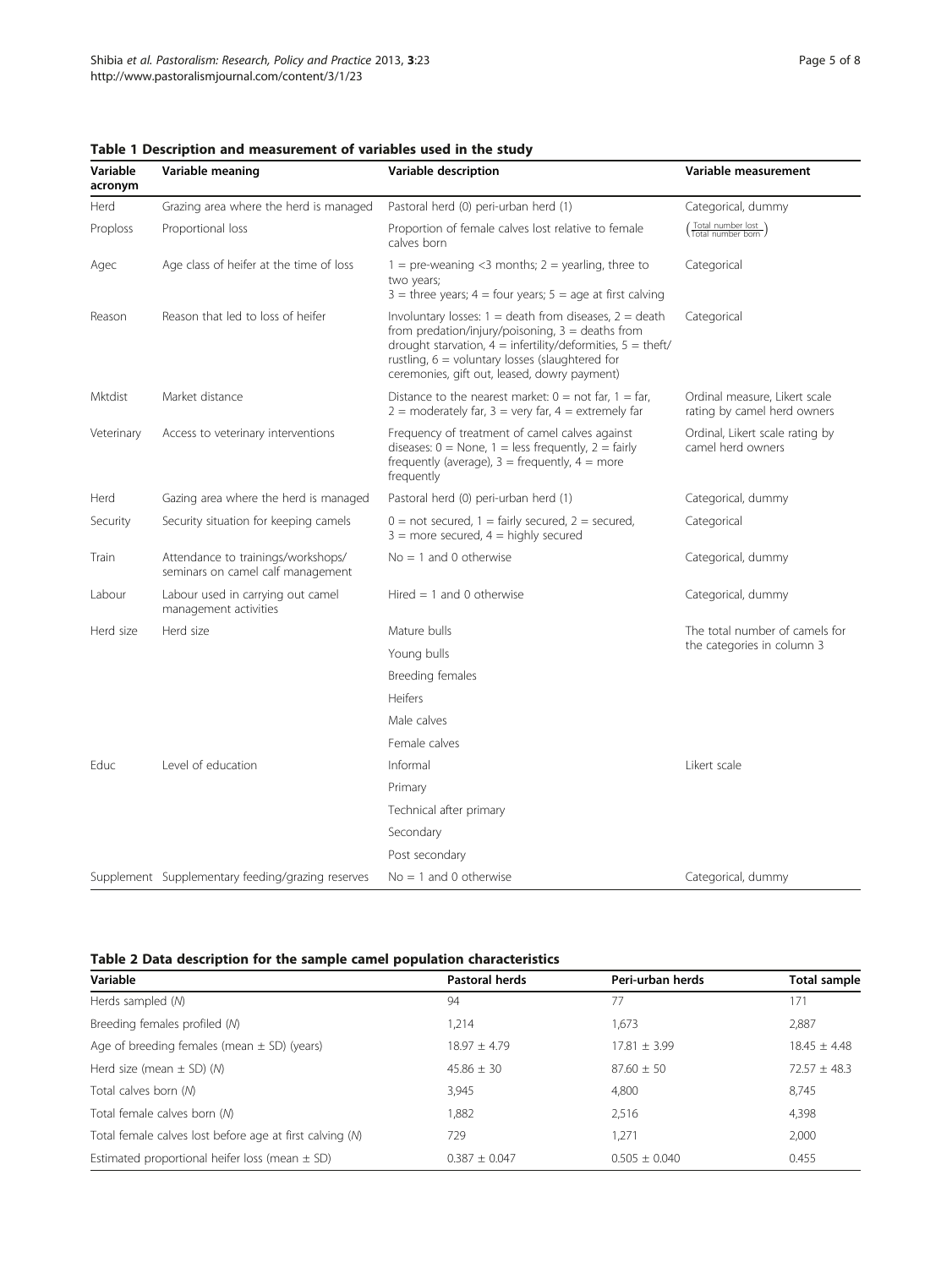**Table 1 Description and measurement of variables used in the study**

| Variable acronym | Variable meaning | Variable description | Variable measurement |
|---|---|---|---|
| Herd | Grazing area where the herd is managed | Pastoral herd (0) peri-urban herd (1) | Categorical, dummy |
| Proploss | Proportional loss | Proportion of female calves lost relative to female calves born | $\left(\frac{\text{Total number lost}}{\text{Total number born}}\right)$ |
| Agec | Age class of heifer at the time of loss | 1 = pre-weaning <3 months; 2 = yearling, three to two years; 3 = three years; 4 = four years; 5 = age at first calving | Categorical |
| Reason | Reason that led to loss of heifer | Involuntary losses: 1 = death from diseases, 2 = death from predation/injury/poisoning, 3 = deaths from drought starvation, 4 = infertility/deformities, 5 = theft/rustling, 6 = voluntary losses (slaughtered for ceremonies, gift out, leased, dowry payment) | Categorical |
| Mktdist | Market distance | Distance to the nearest market: 0 = not far, 1 = far, 2 = moderately far, 3 = very far, 4 = extremely far | Ordinal measure, Likert scale rating by camel herd owners |
| Veterinary | Access to veterinary interventions | Frequency of treatment of camel calves against diseases: 0 = None, 1 = less frequently, 2 = fairly frequently (average), 3 = frequently, 4 = more frequently | Ordinal, Likert scale rating by camel herd owners |
| Herd | Gazing area where the herd is managed | Pastoral herd (0) peri-urban herd (1) | Categorical, dummy |
| Security | Security situation for keeping camels | 0 = not secured, 1 = fairly secured, 2 = secured, 3 = more secured, 4 = highly secured | Categorical |
| Train | Attendance to trainings/workshops/ seminars on camel calf management | No = 1 and 0 otherwise | Categorical, dummy |
| Labour | Labour used in carrying out camel management activities | Hired = 1 and 0 otherwise | Categorical, dummy |
| Herd size | Herd size | Mature bulls | The total number of camels for the categories in column 3 |
| | | Young bulls | |
| | | Breeding females | |
| | | Heifers | |
| | | Male calves | |
| | | Female calves | |
| Educ | Level of education | Informal | Likert scale |
| | | Primary | |
| | | Technical after primary | |
| | | Secondary | |
| | | Post secondary | |
| Supplement | Supplementary feeding/grazing reserves | No = 1 and 0 otherwise | Categorical, dummy |

**Table 2 Data description for the sample camel population characteristics**

| Variable | Pastoral herds | Peri-urban herds | Total sample |
|---|---|---|---|
| Herds sampled (*N*) | 94 | 77 | 171 |
| Breeding females profiled (*N*) | 1,214 | 1,673 | 2,887 |
| Age of breeding females (mean ± SD) (years) | 18.97 ± 4.79 | 17.81 ± 3.99 | 18.45 ± 4.48 |
| Herd size (mean ± SD) (*N*) | 45.86 ± 30 | 87.60 ± 50 | 72.57 ± 48.3 |
| Total calves born (*N*) | 3,945 | 4,800 | 8,745 |
| Total female calves born (*N*) | 1,882 | 2,516 | 4,398 |
| Total female calves lost before age at first calving (*N*) | 729 | 1,271 | 2,000 |
| Estimated proportional heifer loss (mean ± SD) | 0.387 ± 0.047 | 0.505 ± 0.040 | 0.455 |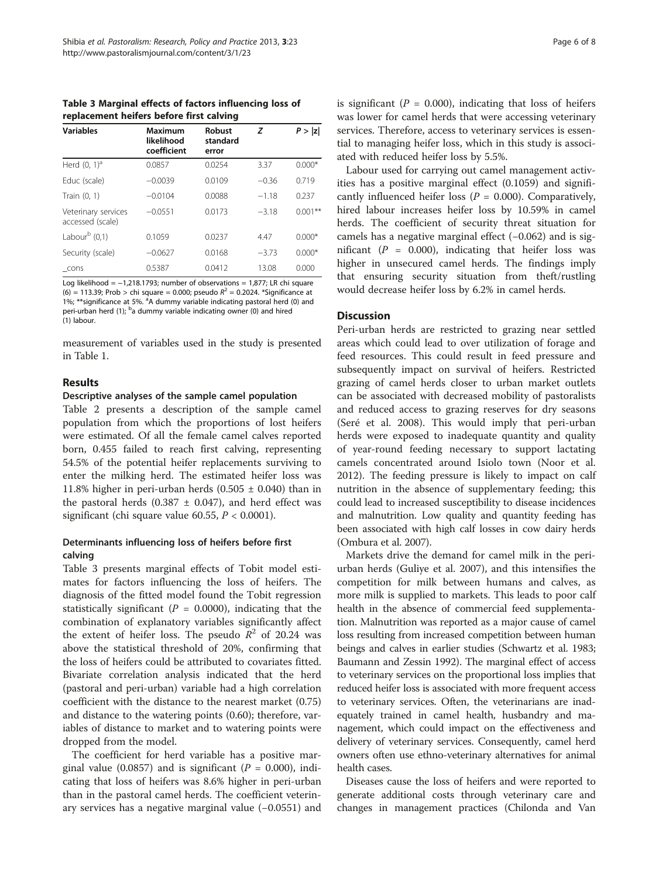**Table 3 Marginal effects of factors influencing loss of replacement heifers before first calving**

| Variables | Maximum likelihood coefficient | Robust standard error | Z | P > \|z\| |
|---|---|---|---|---|
| Herd (0, 1)[a] | 0.0857 | 0.0254 | 3.37 | 0.000* |
| Educ (scale) | −0.0039 | 0.0109 | −0.36 | 0.719 |
| Train (0, 1) | −0.0104 | 0.0088 | −1.18 | 0.237 |
| Veterinary services accessed (scale) | −0.0551 | 0.0173 | −3.18 | 0.001** |
| Labour[b] (0,1) | 0.1059 | 0.0237 | 4.47 | 0.000* |
| Security (scale) | −0.0627 | 0.0168 | −3.73 | 0.000* |
| _cons | 0.5387 | 0.0412 | 13.08 | 0.000 |

Log likelihood = −1,218.1793; number of observations = 1,877; LR chi square (6) = 113.39; Prob > chi square = 0.000; pseudo $R^2$ = 0.2024. *Significance at 1%; **significance at 5%. [a]A dummy variable indicating pastoral herd (0) and peri-urban herd (1); [b]a dummy variable indicating owner (0) and hired (1) labour.

measurement of variables used in the study is presented in Table 1.

## Results

### Descriptive analyses of the sample camel population

Table 2 presents a description of the sample camel population from which the proportions of lost heifers were estimated. Of all the female camel calves reported born, 0.455 failed to reach first calving, representing 54.5% of the potential heifer replacements surviving to enter the milking herd. The estimated heifer loss was 11.8% higher in peri-urban herds (0.505 ± 0.040) than in the pastoral herds (0.387 ± 0.047), and herd effect was significant (chi square value 60.55, $P < 0.0001$).

### Determinants influencing loss of heifers before first calving

Table 3 presents marginal effects of Tobit model estimates for factors influencing the loss of heifers. The diagnosis of the fitted model found the Tobit regression statistically significant ($P$ = 0.0000), indicating that the combination of explanatory variables significantly affect the extent of heifer loss. The pseudo $R^2$ of 20.24 was above the statistical threshold of 20%, confirming that the loss of heifers could be attributed to covariates fitted. Bivariate correlation analysis indicated that the herd (pastoral and peri-urban) variable had a high correlation coefficient with the distance to the nearest market (0.75) and distance to the watering points (0.60); therefore, variables of distance to market and to watering points were dropped from the model.

The coefficient for herd variable has a positive marginal value (0.0857) and is significant ($P$ = 0.000), indicating that loss of heifers was 8.6% higher in peri-urban than in the pastoral camel herds. The coefficient veterinary services has a negative marginal value (−0.0551) and is significant ($P$ = 0.000), indicating that loss of heifers was lower for camel herds that were accessing veterinary services. Therefore, access to veterinary services is essential to managing heifer loss, which in this study is associated with reduced heifer loss by 5.5%.

Labour used for carrying out camel management activities has a positive marginal effect (0.1059) and significantly influenced heifer loss ($P$ = 0.000). Comparatively, hired labour increases heifer loss by 10.59% in camel herds. The coefficient of security threat situation for camels has a negative marginal effect (−0.062) and is significant ($P$ = 0.000), indicating that heifer loss was higher in unsecured camel herds. The findings imply that ensuring security situation from theft/rustling would decrease heifer loss by 6.2% in camel herds.

## Discussion

Peri-urban herds are restricted to grazing near settled areas which could lead to over utilization of forage and feed resources. This could result in feed pressure and subsequently impact on survival of heifers. Restricted grazing of camel herds closer to urban market outlets can be associated with decreased mobility of pastoralists and reduced access to grazing reserves for dry seasons (Seré et al. 2008). This would imply that peri-urban herds were exposed to inadequate quantity and quality of year-round feeding necessary to support lactating camels concentrated around Isiolo town (Noor et al. 2012). The feeding pressure is likely to impact on calf nutrition in the absence of supplementary feeding; this could lead to increased susceptibility to disease incidences and malnutrition. Low quality and quantity feeding has been associated with high calf losses in cow dairy herds (Ombura et al. 2007).

Markets drive the demand for camel milk in the peri-urban herds (Guliye et al. 2007), and this intensifies the competition for milk between humans and calves, as more milk is supplied to markets. This leads to poor calf health in the absence of commercial feed supplementation. Malnutrition was reported as a major cause of camel loss resulting from increased competition between human beings and calves in earlier studies (Schwartz et al. 1983; Baumann and Zessin 1992). The marginal effect of access to veterinary services on the proportional loss implies that reduced heifer loss is associated with more frequent access to veterinary services. Often, the veterinarians are inadequately trained in camel health, husbandry and management, which could impact on the effectiveness and delivery of veterinary services. Consequently, camel herd owners often use ethno-veterinary alternatives for animal health cases.

Diseases cause the loss of heifers and were reported to generate additional costs through veterinary care and changes in management practices (Chilonda and Van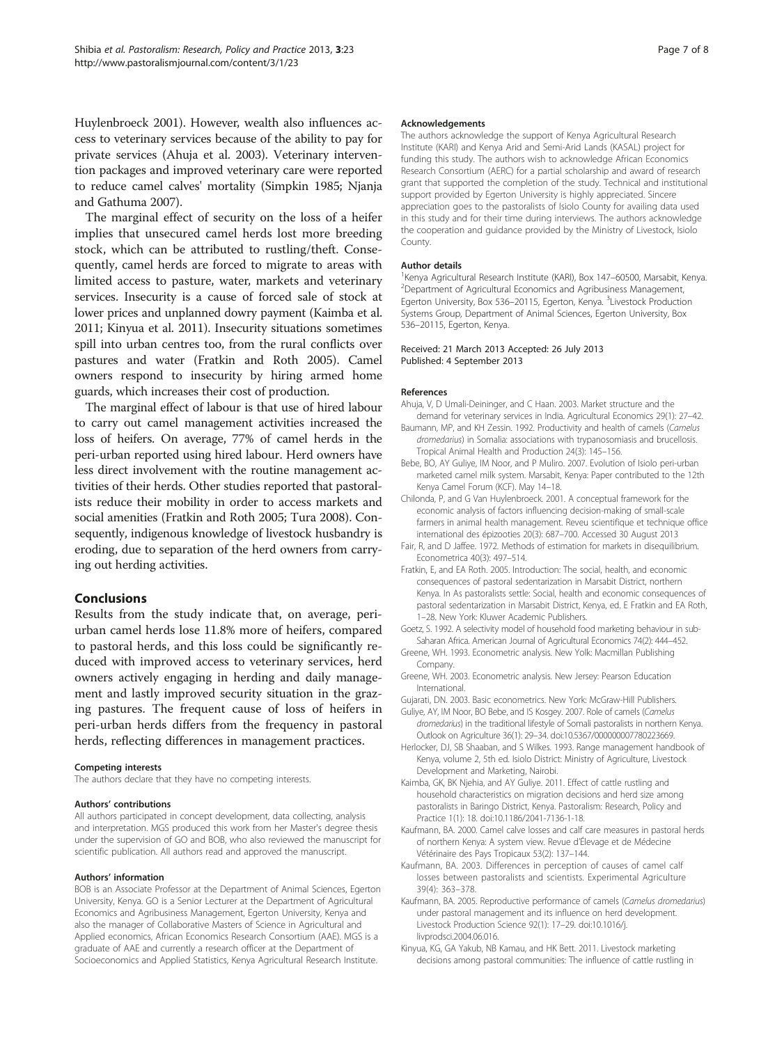Huylenbroeck 2001). However, wealth also influences access to veterinary services because of the ability to pay for private services (Ahuja et al. 2003). Veterinary intervention packages and improved veterinary care were reported to reduce camel calves' mortality (Simpkin 1985; Njanja and Gathuma 2007).

The marginal effect of security on the loss of a heifer implies that unsecured camel herds lost more breeding stock, which can be attributed to rustling/theft. Consequently, camel herds are forced to migrate to areas with limited access to pasture, water, markets and veterinary services. Insecurity is a cause of forced sale of stock at lower prices and unplanned dowry payment (Kaimba et al. 2011; Kinyua et al. 2011). Insecurity situations sometimes spill into urban centres too, from the rural conflicts over pastures and water (Fratkin and Roth 2005). Camel owners respond to insecurity by hiring armed home guards, which increases their cost of production.

The marginal effect of labour is that use of hired labour to carry out camel management activities increased the loss of heifers. On average, 77% of camel herds in the peri-urban reported using hired labour. Herd owners have less direct involvement with the routine management activities of their herds. Other studies reported that pastoralists reduce their mobility in order to access markets and social amenities (Fratkin and Roth 2005; Tura 2008). Consequently, indigenous knowledge of livestock husbandry is eroding, due to separation of the herd owners from carrying out herding activities.

## Conclusions

Results from the study indicate that, on average, peri-urban camel herds lose 11.8% more of heifers, compared to pastoral herds, and this loss could be significantly reduced with improved access to veterinary services, herd owners actively engaging in herding and daily management and lastly improved security situation in the grazing pastures. The frequent cause of loss of heifers in peri-urban herds differs from the frequency in pastoral herds, reflecting differences in management practices.

#### Competing interests

The authors declare that they have no competing interests.

#### Authors' contributions

All authors participated in concept development, data collecting, analysis and interpretation. MGS produced this work from her Master's degree thesis under the supervision of GO and BOB, who also reviewed the manuscript for scientific publication. All authors read and approved the manuscript.

#### Authors' information

BOB is an Associate Professor at the Department of Animal Sciences, Egerton University, Kenya. GO is a Senior Lecturer at the Department of Agricultural Economics and Agribusiness Management, Egerton University, Kenya and also the manager of Collaborative Masters of Science in Agricultural and Applied economics, African Economics Research Consortium (AAE). MGS is a graduate of AAE and currently a research officer at the Department of Socioeconomics and Applied Statistics, Kenya Agricultural Research Institute.

#### Acknowledgements

The authors acknowledge the support of Kenya Agricultural Research Institute (KARI) and Kenya Arid and Semi-Arid Lands (KASAL) project for funding this study. The authors wish to acknowledge African Economics Research Consortium (AERC) for a partial scholarship and award of research grant that supported the completion of the study. Technical and institutional support provided by Egerton University is highly appreciated. Sincere appreciation goes to the pastoralists of Isiolo County for availing data used in this study and for their time during interviews. The authors acknowledge the cooperation and guidance provided by the Ministry of Livestock, Isiolo County.

#### Author details

[1]Kenya Agricultural Research Institute (KARI), Box 147–60500, Marsabit, Kenya. [2]Department of Agricultural Economics and Agribusiness Management, Egerton University, Box 536–20115, Egerton, Kenya. [3]Livestock Production Systems Group, Department of Animal Sciences, Egerton University, Box 536–20115, Egerton, Kenya.

Received: 21 March 2013 Accepted: 26 July 2013
Published: 4 September 2013

#### References

Ahuja, V, D Umali-Deininger, and C Haan. 2003. Market structure and the demand for veterinary services in India. Agricultural Economics 29(1): 27–42.

Baumann, MP, and KH Zessin. 1992. Productivity and health of camels (*Camelus dromedarius*) in Somalia: associations with trypanosomiasis and brucellosis. Tropical Animal Health and Production 24(3): 145–156.

Bebe, BO, AY Guliye, IM Noor, and P Muliro. 2007. Evolution of Isiolo peri-urban marketed camel milk system. Marsabit, Kenya: Paper contributed to the 12th Kenya Camel Forum (KCF). May 14–18.

Chilonda, P, and G Van Huylenbroeck. 2001. A conceptual framework for the economic analysis of factors influencing decision-making of small-scale farmers in animal health management. Reveu scientifique et technique office international des épizooties 20(3): 687–700. Accessed 30 August 2013

Fair, R, and D Jaffee. 1972. Methods of estimation for markets in disequilibrium. Econometrica 40(3): 497–514.

Fratkin, E, and EA Roth. 2005. Introduction: The social, health, and economic consequences of pastoral sedentarization in Marsabit District, northern Kenya. In As pastoralists settle: Social, health and economic consequences of pastoral sedentarization in Marsabit District, Kenya, ed. E Fratkin and EA Roth, 1–28. New York: Kluwer Academic Publishers.

Goetz, S. 1992. A selectivity model of household food marketing behaviour in sub-Saharan Africa. American Journal of Agricultural Economics 74(2): 444–452.

Greene, WH. 1993. Econometric analysis. New Yolk: Macmillan Publishing Company.

Greene, WH. 2003. Econometric analysis. New Jersey: Pearson Education International.

Gujarati, DN. 2003. Basic econometrics. New York: McGraw-Hill Publishers.

Guliye, AY, IM Noor, BO Bebe, and IS Kosgey. 2007. Role of camels (*Camelus dromedarius*) in the traditional lifestyle of Somali pastoralists in northern Kenya. Outlook on Agriculture 36(1): 29–34. doi:10.5367/000000007780223669.

Herlocker, DJ, SB Shaaban, and S Wilkes. 1993. Range management handbook of Kenya, volume 2, 5th ed. Isiolo District: Ministry of Agriculture, Livestock Development and Marketing, Nairobi.

Kaimba, GK, BK Njehia, and AY Guliye. 2011. Effect of cattle rustling and household characteristics on migration decisions and herd size among pastoralists in Baringo District, Kenya. Pastoralism: Research, Policy and Practice 1(1): 18. doi:10.1186/2041-7136-1-18.

Kaufmann, BA. 2000. Camel calve losses and calf care measures in pastoral herds of northern Kenya: A system view. Revue d'Élevage et de Médecine Vétérinaire des Pays Tropicaux 53(2): 137–144.

Kaufmann, BA. 2003. Differences in perception of causes of camel calf losses between pastoralists and scientists. Experimental Agriculture 39(4): 363–378.

Kaufmann, BA. 2005. Reproductive performance of camels (*Camelus dromedarius*) under pastoral management and its influence on herd development. Livestock Production Science 92(1): 17–29. doi:10.1016/j.livprodsci.2004.06.016.

Kinyua, KG, GA Yakub, NB Kamau, and HK Bett. 2011. Livestock marketing decisions among pastoral communities: The influence of cattle rustling in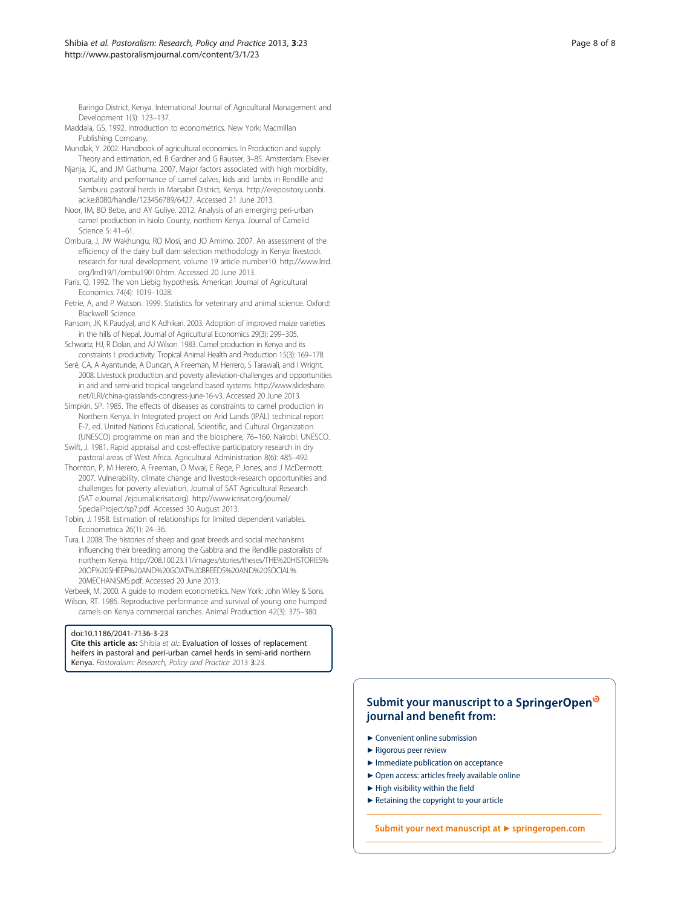Baringo District, Kenya. International Journal of Agricultural Management and Development 1(3): 123–137.

Maddala, GS. 1992. Introduction to econometrics. New York: Macmillan Publishing Company.

Mundlak, Y. 2002. Handbook of agricultural economics. In Production and supply: Theory and estimation, ed. B Gardner and G Rausser, 3–85. Amsterdam: Elsevier.

Njanja, JC, and JM Gathuma. 2007. Major factors associated with high morbidity, mortality and performance of camel calves, kids and lambs in Rendille and Samburu pastoral herds in Marsabit District, Kenya. http://erepository.uonbi.ac.ke:8080/handle/123456789/6427. Accessed 21 June 2013.

Noor, IM, BO Bebe, and AY Guliye. 2012. Analysis of an emerging peri-urban camel production in Isiolo County, northern Kenya. Journal of Camelid Science 5: 41–61.

Ombura, J, JW Wakhungu, RO Mosi, and JO Amimo. 2007. An assessment of the efficiency of the dairy bull dam selection methodology in Kenya: livestock research for rural development, volume 19 article number10. http://www.lrrd.org/lrrd19/1/ombu19010.htm. Accessed 20 June 2013.

Paris, Q. 1992. The von Liebig hypothesis. American Journal of Agricultural Economics 74(4): 1019–1028.

Petrie, A, and P Watson. 1999. Statistics for veterinary and animal science. Oxford: Blackwell Science.

Ransom, JK, K Paudyal, and K Adhikari. 2003. Adoption of improved maize varieties in the hills of Nepal. Journal of Agricultural Economics 29(3): 299–305.

Schwartz, HJ, R Dolan, and AJ Wilson. 1983. Camel production in Kenya and its constraints I: productivity. Tropical Animal Health and Production 15(3): 169–178.

Seré, CA, A Ayantunde, A Duncan, A Freeman, M Herrero, S Tarawali, and I Wright. 2008. Livestock production and poverty alleviation-challenges and opportunities in arid and semi-arid tropical rangeland based systems. http://www.slideshare.net/ILRI/china-grasslands-congress-june-16-v3. Accessed 20 June 2013.

Simpkin, SP. 1985. The effects of diseases as constraints to camel production in Northern Kenya. In Integrated project on Arid Lands (IPAL) technical report E-7, ed. United Nations Educational, Scientific, and Cultural Organization (UNESCO) programme on man and the biosphere, 76–160. Nairobi: UNESCO.

Swift, J. 1981. Rapid appraisal and cost-effective participatory research in dry pastoral areas of West Africa. Agricultural Administration 8(6): 485–492.

Thornton, P, M Herero, A Freeman, O Mwai, E Rege, P Jones, and J McDermott. 2007. Vulnerability, climate change and livestock-research opportunities and challenges for poverty alleviation, Journal of SAT Agricultural Research (SAT eJournal /ejournal.icrisat.org). http://www.icrisat.org/journal/SpecialProject/sp7.pdf. Accessed 30 August 2013.

Tobin, J. 1958. Estimation of relationships for limited dependent variables. Econometrica 26(1): 24–36.

Tura, I. 2008. The histories of sheep and goat breeds and social mechanisms influencing their breeding among the Gabbra and the Rendille pastoralists of northern Kenya. http://208.100.23.11/images/stories/theses/THE%20HISTORIES%20OF%20SHEEP%20AND%20GOAT%20BREEDS%20AND%20SOCIAL%20MECHANISMS.pdf. Accessed 20 June 2013.

Verbeek, M. 2000. A guide to modern econometrics. New York: John Wiley & Sons.

Wilson, RT. 1986. Reproductive performance and survival of young one humped camels on Kenya commercial ranches. Animal Production 42(3): 375–380.

doi:10.1186/2041-7136-3-23

**Cite this article as:** Shibia *et al.*: Evaluation of losses of replacement heifers in pastoral and peri-urban camel herds in semi-arid northern Kenya. *Pastoralism: Research, Policy and Practice* 2013 **3**:23.

**Submit your manuscript to a SpringerOpen journal and benefit from:**

- ► Convenient online submission
- ► Rigorous peer review
- ► Immediate publication on acceptance
- ► Open access: articles freely available online
- ► High visibility within the field
- ► Retaining the copyright to your article

**Submit your next manuscript at ► springeropen.com**